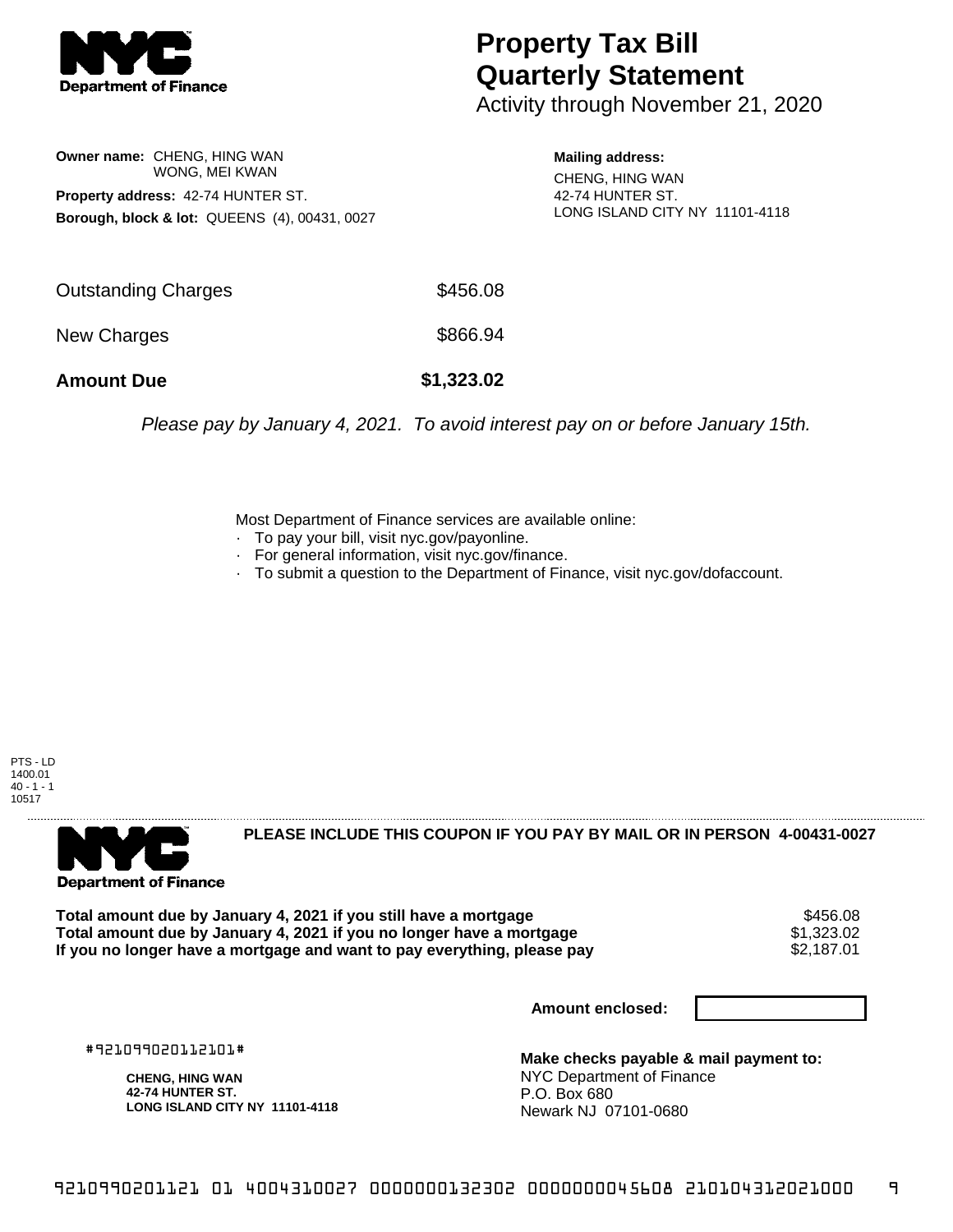# Property Tax Bill Quarterly Statement

Activity through November 21, 2020

**Owner name:** CHENG, HING WAN
WONG, MEI KWAN

**Property address:** 42-74 HUNTER ST.

**Borough, block & lot:** QUEENS (4), 00431, 0027

**Mailing address:**
CHENG, HING WAN
42-74 HUNTER ST.
LONG ISLAND CITY NY 11101-4118

| | |
|---|---|
| Outstanding Charges | $456.08 |
| New Charges | $866.94 |
| **Amount Due** | **$1,323.02** |

*Please pay by January 4, 2021. To avoid interest pay on or before January 15th.*

Most Department of Finance services are available online:

- To pay your bill, visit nyc.gov/payonline.
- For general information, visit nyc.gov/finance.
- To submit a question to the Department of Finance, visit nyc.gov/dofaccount.

PTS - LD
1400.01
40 - 1 - 1
10517

---

**PLEASE INCLUDE THIS COUPON IF YOU PAY BY MAIL OR IN PERSON 4-00431-0027**

| | |
|---|---|
| **Total amount due by January 4, 2021 if you still have a mortgage** | $456.08 |
| **Total amount due by January 4, 2021 if you no longer have a mortgage** | $1,323.02 |
| **If you no longer have a mortgage and want to pay everything, please pay** | $2,187.01 |

**Amount enclosed:**

#921099020112101#

**CHENG, HING WAN**
**42-74 HUNTER ST.**
**LONG ISLAND CITY NY 11101-4118**

**Make checks payable & mail payment to:**
NYC Department of Finance
P.O. Box 680
Newark NJ 07101-0680

9210990201121 01 4004310027 0000000132302 0000000045608 210104312021000 9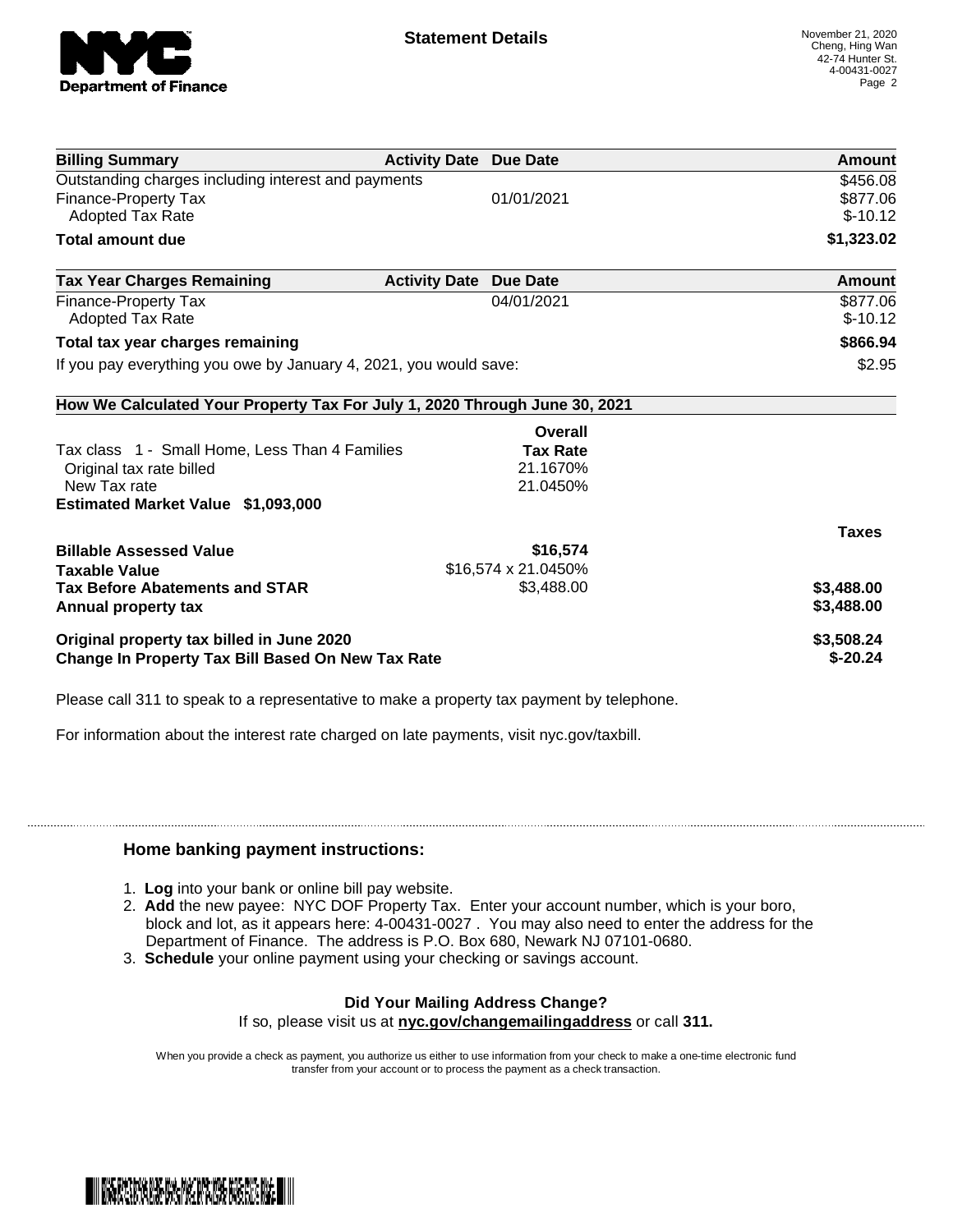**Statement Details**

November 21, 2020
Cheng, Hing Wan
42-74 Hunter St.
4-00431-0027

| Billing Summary | Activity Date | Due Date | Amount |
| --- | --- | --- | --- |
| Outstanding charges including interest and payments | | | $456.08 |
| Finance-Property Tax | | 01/01/2021 | $877.06 |
| Adopted Tax Rate | | | $-10.12 |
| **Total amount due** | | | **$1,323.02** |

| Tax Year Charges Remaining | Activity Date | Due Date | Amount |
| --- | --- | --- | --- |
| Finance-Property Tax | | 04/01/2021 | $877.06 |
| Adopted Tax Rate | | | $-10.12 |
| **Total tax year charges remaining** | | | **$866.94** |
| If you pay everything you owe by January 4, 2021, you would save: | | | $2.95 |

**How We Calculated Your Property Tax For July 1, 2020 Through June 30, 2021**

| | Overall Tax Rate | Taxes |
| --- | --- | --- |
| Tax class 1 - Small Home, Less Than 4 Families | | |
| Original tax rate billed | 21.1670% | |
| New Tax rate | 21.0450% | |
| **Estimated Market Value $1,093,000** | | |
| **Billable Assessed Value** | **$16,574** | |
| **Taxable Value** | $16,574 x 21.0450% | |
| **Tax Before Abatements and STAR** | $3,488.00 | **$3,488.00** |
| **Annual property tax** | | **$3,488.00** |
| **Original property tax billed in June 2020** | | **$3,508.24** |
| **Change In Property Tax Bill Based On New Tax Rate** | | **$-20.24** |

Please call 311 to speak to a representative to make a property tax payment by telephone.

For information about the interest rate charged on late payments, visit nyc.gov/taxbill.

## Home banking payment instructions:

1. **Log** into your bank or online bill pay website.
2. **Add** the new payee: NYC DOF Property Tax. Enter your account number, which is your boro, block and lot, as it appears here: 4-00431-0027 . You may also need to enter the address for the Department of Finance. The address is P.O. Box 680, Newark NJ 07101-0680.
3. **Schedule** your online payment using your checking or savings account.

**Did Your Mailing Address Change?**

If so, please visit us at **nyc.gov/changemailingaddress** or call **311.**

When you provide a check as payment, you authorize us either to use information from your check to make a one-time electronic fund transfer from your account or to process the payment as a check transaction.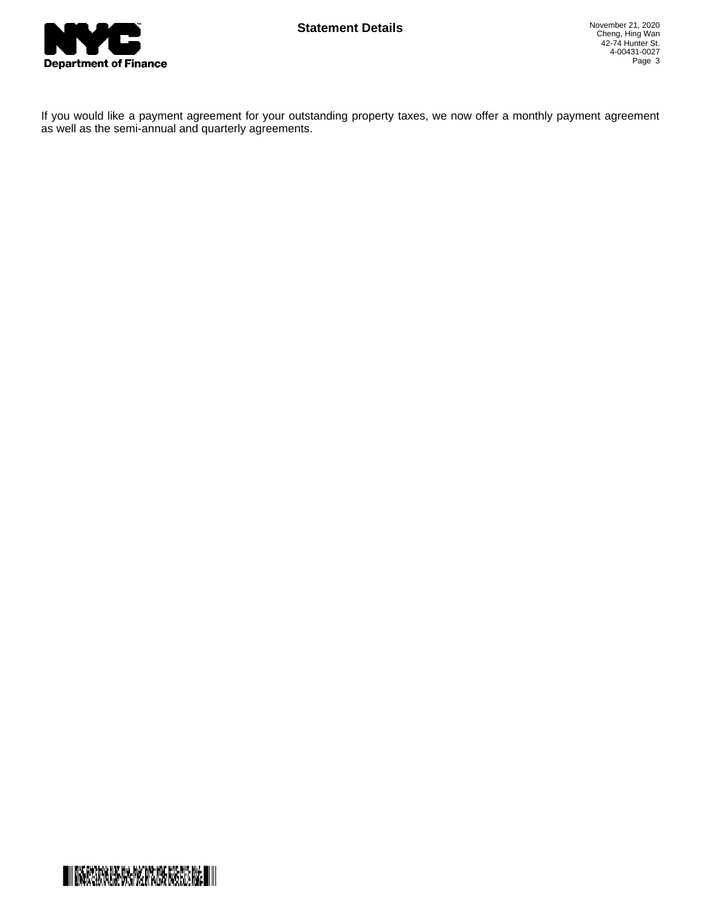If you would like a payment agreement for your outstanding property taxes, we now offer a monthly payment agreement as well as the semi-annual and quarterly agreements.